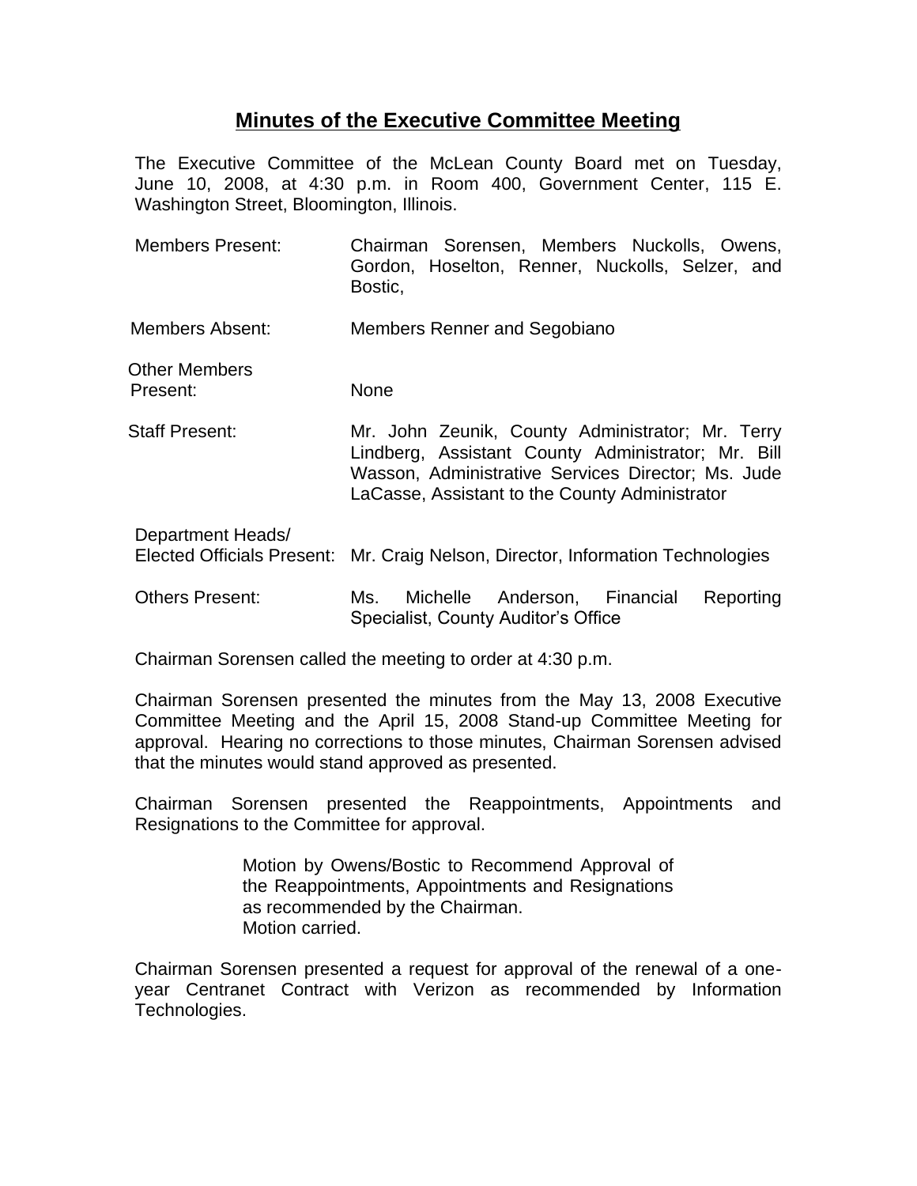# Minutes of the Executive Committee Meeting

The Executive Committee of the McLean County Board met on Tuesday, June 10, 2008, at 4:30 p.m. in Room 400, Government Center, 115 E. Washington Street, Bloomington, Illinois.

| | |
|---|---|
| Members Present: | Chairman Sorensen, Members Nuckolls, Owens, Gordon, Hoselton, Renner, Nuckolls, Selzer, and Bostic, |
| Members Absent: | Members Renner and Segobiano |
| Other Members Present: | None |
| Staff Present: | Mr. John Zeunik, County Administrator; Mr. Terry Lindberg, Assistant County Administrator; Mr. Bill Wasson, Administrative Services Director; Ms. Jude LaCasse, Assistant to the County Administrator |
| Department Heads/ Elected Officials Present: | Mr. Craig Nelson, Director, Information Technologies |
| Others Present: | Ms. Michelle Anderson, Financial Reporting Specialist, County Auditor's Office |

Chairman Sorensen called the meeting to order at 4:30 p.m.

Chairman Sorensen presented the minutes from the May 13, 2008 Executive Committee Meeting and the April 15, 2008 Stand-up Committee Meeting for approval. Hearing no corrections to those minutes, Chairman Sorensen advised that the minutes would stand approved as presented.

Chairman Sorensen presented the Reappointments, Appointments and Resignations to the Committee for approval.

> Motion by Owens/Bostic to Recommend Approval of the Reappointments, Appointments and Resignations as recommended by the Chairman.
> Motion carried.

Chairman Sorensen presented a request for approval of the renewal of a one-year Centranet Contract with Verizon as recommended by Information Technologies.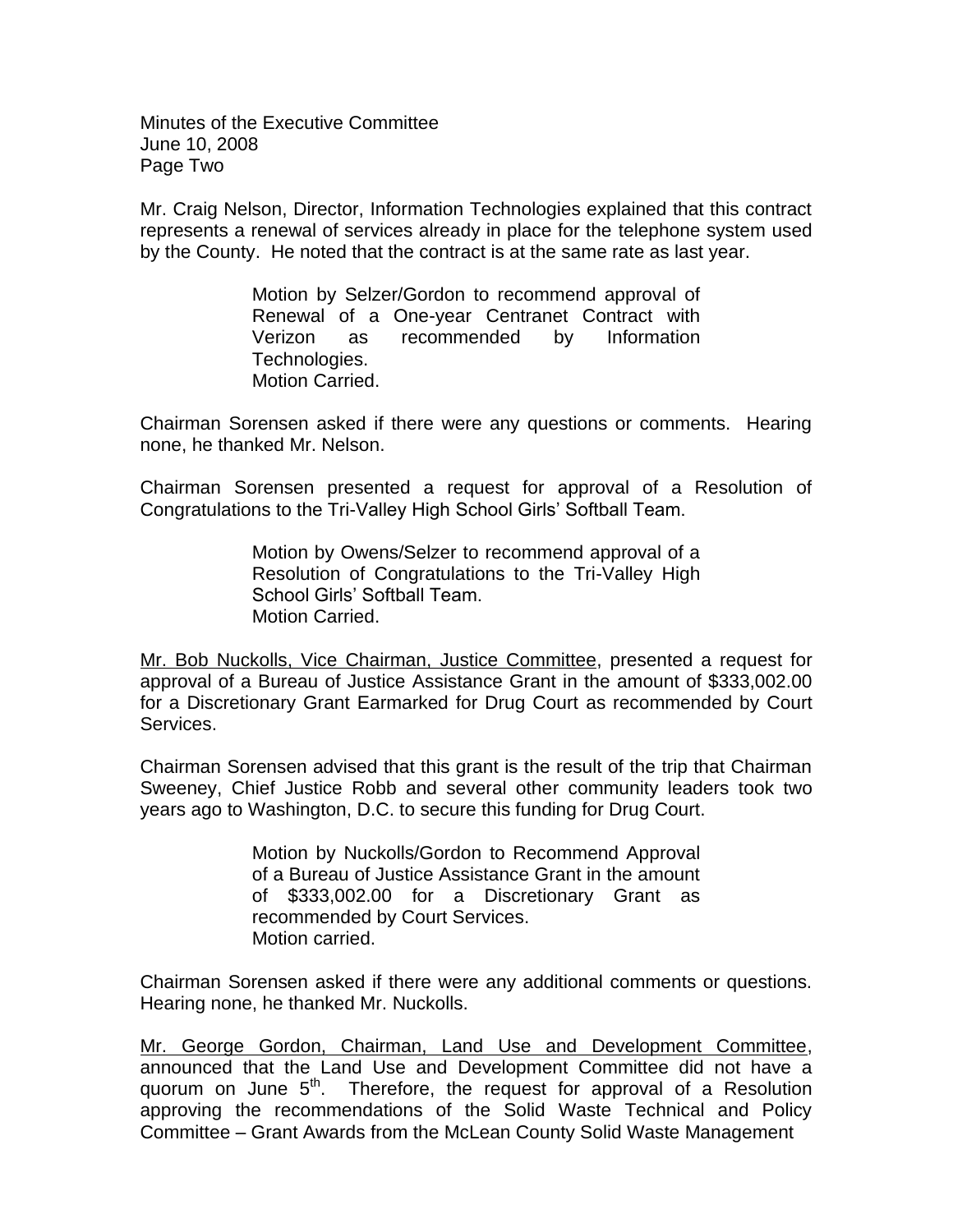Mr. Craig Nelson, Director, Information Technologies explained that this contract represents a renewal of services already in place for the telephone system used by the County. He noted that the contract is at the same rate as last year.

> Motion by Selzer/Gordon to recommend approval of Renewal of a One-year Centranet Contract with Verizon as recommended by Information Technologies.
> Motion Carried.

Chairman Sorensen asked if there were any questions or comments. Hearing none, he thanked Mr. Nelson.

Chairman Sorensen presented a request for approval of a Resolution of Congratulations to the Tri-Valley High School Girls' Softball Team.

> Motion by Owens/Selzer to recommend approval of a Resolution of Congratulations to the Tri-Valley High School Girls' Softball Team.
> Motion Carried.

<u>Mr. Bob Nuckolls, Vice Chairman, Justice Committee</u>, presented a request for approval of a Bureau of Justice Assistance Grant in the amount of $333,002.00 for a Discretionary Grant Earmarked for Drug Court as recommended by Court Services.

Chairman Sorensen advised that this grant is the result of the trip that Chairman Sweeney, Chief Justice Robb and several other community leaders took two years ago to Washington, D.C. to secure this funding for Drug Court.

> Motion by Nuckolls/Gordon to Recommend Approval of a Bureau of Justice Assistance Grant in the amount of $333,002.00 for a Discretionary Grant as recommended by Court Services.
> Motion carried.

Chairman Sorensen asked if there were any additional comments or questions. Hearing none, he thanked Mr. Nuckolls.

<u>Mr. George Gordon, Chairman, Land Use and Development Committee</u>, announced that the Land Use and Development Committee did not have a quorum on June 5th. Therefore, the request for approval of a Resolution approving the recommendations of the Solid Waste Technical and Policy Committee – Grant Awards from the McLean County Solid Waste Management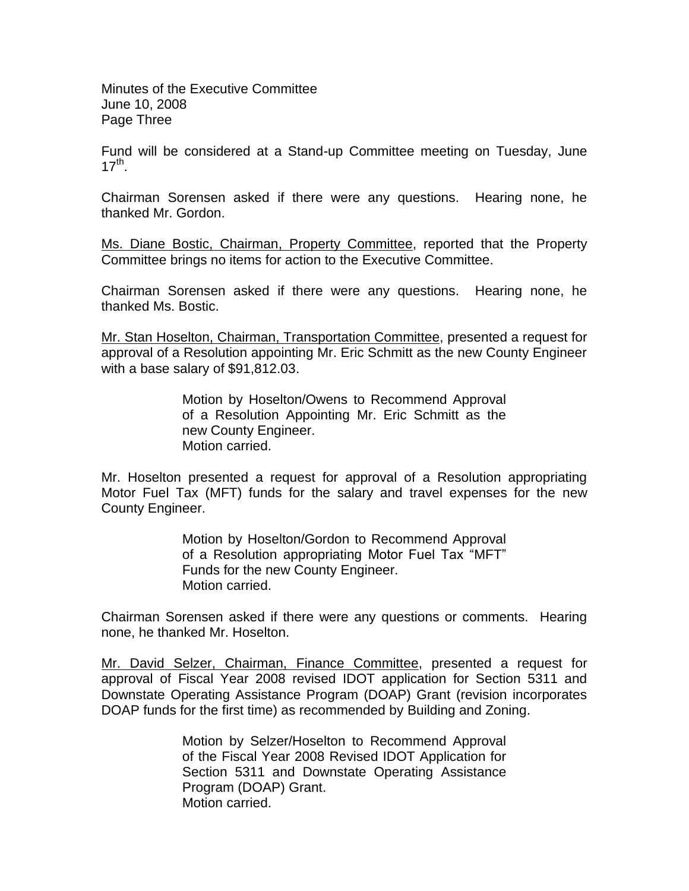Fund will be considered at a Stand-up Committee meeting on Tuesday, June 17th.

Chairman Sorensen asked if there were any questions. Hearing none, he thanked Mr. Gordon.

Ms. Diane Bostic, Chairman, Property Committee, reported that the Property Committee brings no items for action to the Executive Committee.

Chairman Sorensen asked if there were any questions. Hearing none, he thanked Ms. Bostic.

Mr. Stan Hoselton, Chairman, Transportation Committee, presented a request for approval of a Resolution appointing Mr. Eric Schmitt as the new County Engineer with a base salary of $91,812.03.

> Motion by Hoselton/Owens to Recommend Approval of a Resolution Appointing Mr. Eric Schmitt as the new County Engineer.
> Motion carried.

Mr. Hoselton presented a request for approval of a Resolution appropriating Motor Fuel Tax (MFT) funds for the salary and travel expenses for the new County Engineer.

> Motion by Hoselton/Gordon to Recommend Approval of a Resolution appropriating Motor Fuel Tax "MFT" Funds for the new County Engineer.
> Motion carried.

Chairman Sorensen asked if there were any questions or comments. Hearing none, he thanked Mr. Hoselton.

Mr. David Selzer, Chairman, Finance Committee, presented a request for approval of Fiscal Year 2008 revised IDOT application for Section 5311 and Downstate Operating Assistance Program (DOAP) Grant (revision incorporates DOAP funds for the first time) as recommended by Building and Zoning.

> Motion by Selzer/Hoselton to Recommend Approval of the Fiscal Year 2008 Revised IDOT Application for Section 5311 and Downstate Operating Assistance Program (DOAP) Grant.
> Motion carried.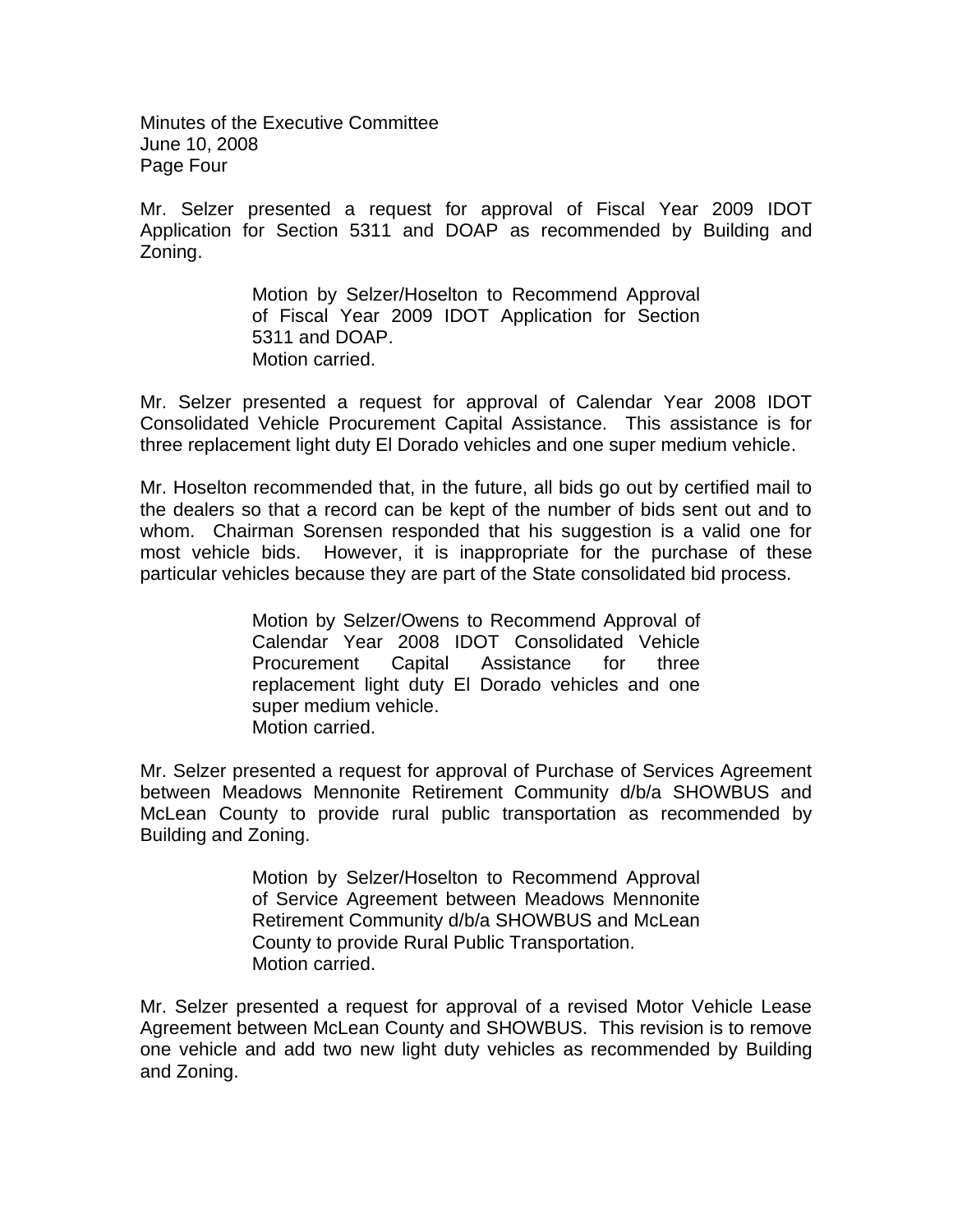Mr. Selzer presented a request for approval of Fiscal Year 2009 IDOT Application for Section 5311 and DOAP as recommended by Building and Zoning.

> Motion by Selzer/Hoselton to Recommend Approval of Fiscal Year 2009 IDOT Application for Section 5311 and DOAP.
> Motion carried.

Mr. Selzer presented a request for approval of Calendar Year 2008 IDOT Consolidated Vehicle Procurement Capital Assistance. This assistance is for three replacement light duty El Dorado vehicles and one super medium vehicle.

Mr. Hoselton recommended that, in the future, all bids go out by certified mail to the dealers so that a record can be kept of the number of bids sent out and to whom. Chairman Sorensen responded that his suggestion is a valid one for most vehicle bids. However, it is inappropriate for the purchase of these particular vehicles because they are part of the State consolidated bid process.

> Motion by Selzer/Owens to Recommend Approval of Calendar Year 2008 IDOT Consolidated Vehicle Procurement Capital Assistance for three replacement light duty El Dorado vehicles and one super medium vehicle.
> Motion carried.

Mr. Selzer presented a request for approval of Purchase of Services Agreement between Meadows Mennonite Retirement Community d/b/a SHOWBUS and McLean County to provide rural public transportation as recommended by Building and Zoning.

> Motion by Selzer/Hoselton to Recommend Approval of Service Agreement between Meadows Mennonite Retirement Community d/b/a SHOWBUS and McLean County to provide Rural Public Transportation.
> Motion carried.

Mr. Selzer presented a request for approval of a revised Motor Vehicle Lease Agreement between McLean County and SHOWBUS. This revision is to remove one vehicle and add two new light duty vehicles as recommended by Building and Zoning.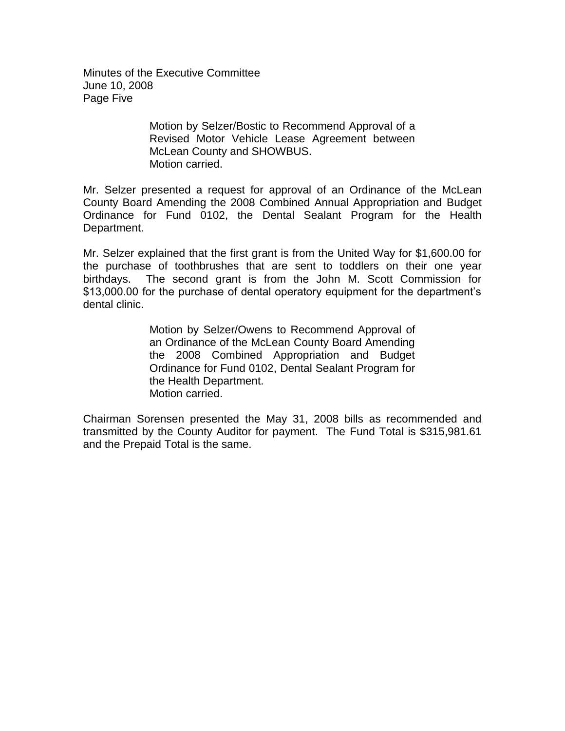Motion by Selzer/Bostic to Recommend Approval of a Revised Motor Vehicle Lease Agreement between McLean County and SHOWBUS.
Motion carried.

Mr. Selzer presented a request for approval of an Ordinance of the McLean County Board Amending the 2008 Combined Annual Appropriation and Budget Ordinance for Fund 0102, the Dental Sealant Program for the Health Department.

Mr. Selzer explained that the first grant is from the United Way for $1,600.00 for the purchase of toothbrushes that are sent to toddlers on their one year birthdays. The second grant is from the John M. Scott Commission for $13,000.00 for the purchase of dental operatory equipment for the department's dental clinic.

Motion by Selzer/Owens to Recommend Approval of an Ordinance of the McLean County Board Amending the 2008 Combined Appropriation and Budget Ordinance for Fund 0102, Dental Sealant Program for the Health Department.
Motion carried.

Chairman Sorensen presented the May 31, 2008 bills as recommended and transmitted by the County Auditor for payment. The Fund Total is $315,981.61 and the Prepaid Total is the same.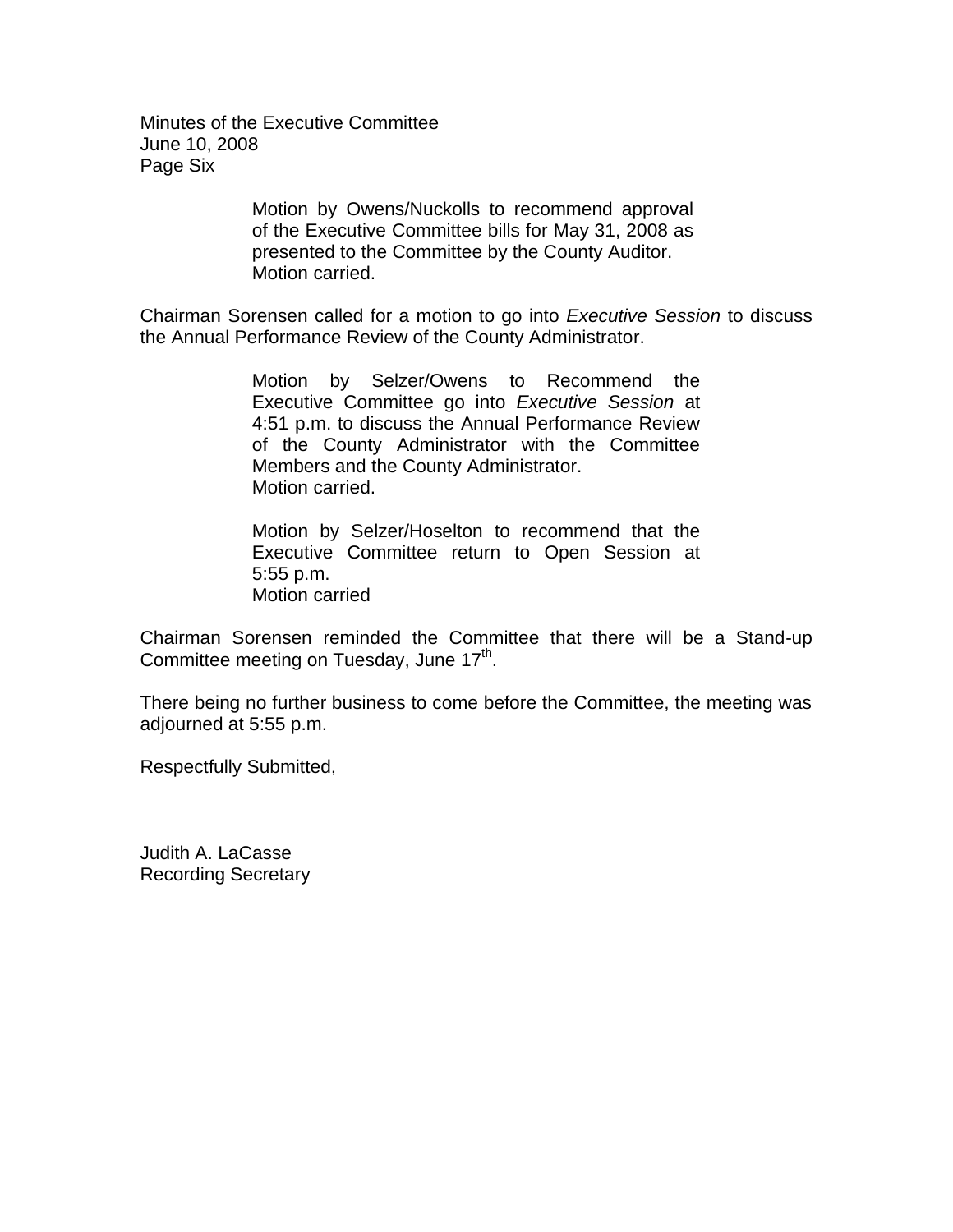Motion by Owens/Nuckolls to recommend approval of the Executive Committee bills for May 31, 2008 as presented to the Committee by the County Auditor.
Motion carried.

Chairman Sorensen called for a motion to go into *Executive Session* to discuss the Annual Performance Review of the County Administrator.

Motion by Selzer/Owens to Recommend the Executive Committee go into *Executive Session* at 4:51 p.m. to discuss the Annual Performance Review of the County Administrator with the Committee Members and the County Administrator.
Motion carried.

Motion by Selzer/Hoselton to recommend that the Executive Committee return to Open Session at 5:55 p.m.
Motion carried

Chairman Sorensen reminded the Committee that there will be a Stand-up Committee meeting on Tuesday, June 17th.

There being no further business to come before the Committee, the meeting was adjourned at 5:55 p.m.

Respectfully Submitted,

Judith A. LaCasse
Recording Secretary